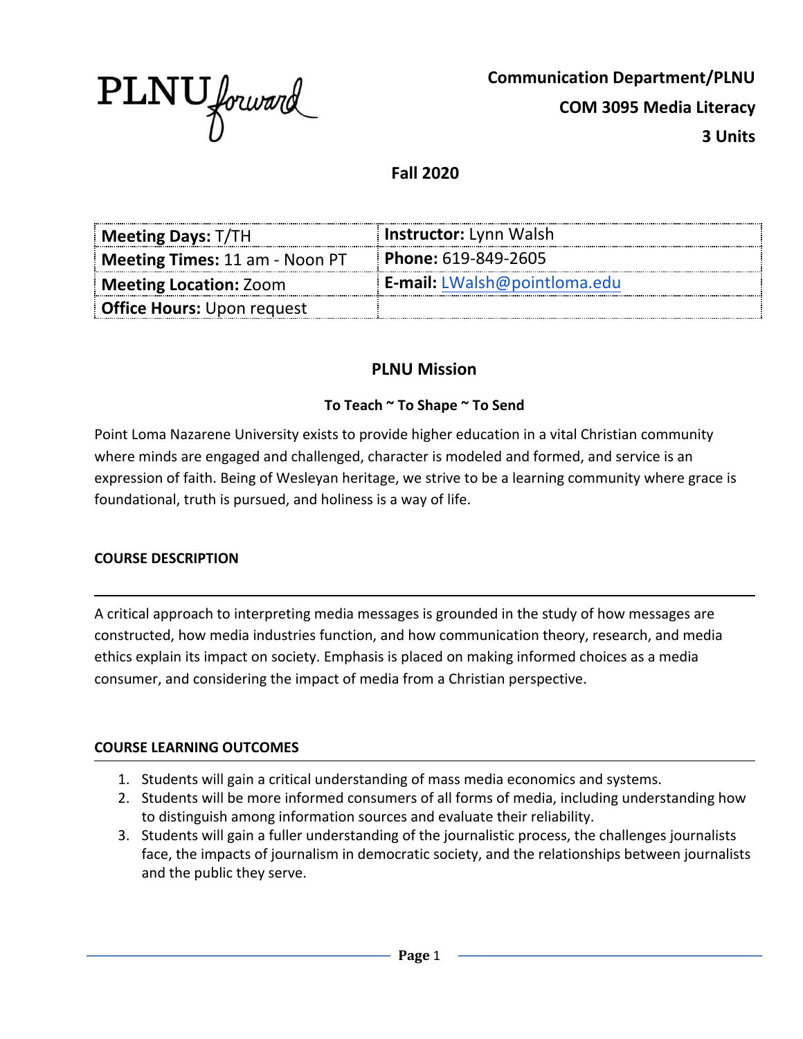PLNU forward

**Communication Department/PLNU**

**COM 3095 Media Literacy**

**3 Units**

**Fall 2020**

| **Meeting Days:** T/TH | **Instructor:** Lynn Walsh |
|---|---|
| **Meeting Times:** 11 am - Noon PT | **Phone:** 619-849-2605 |
| **Meeting Location:** Zoom | **E-mail:** LWalsh@pointloma.edu |
| **Office Hours:** Upon request | |

## PLNU Mission

### To Teach ~ To Shape ~ To Send

Point Loma Nazarene University exists to provide higher education in a vital Christian community where minds are engaged and challenged, character is modeled and formed, and service is an expression of faith. Being of Wesleyan heritage, we strive to be a learning community where grace is foundational, truth is pursued, and holiness is a way of life.

## COURSE DESCRIPTION

A critical approach to interpreting media messages is grounded in the study of how messages are constructed, how media industries function, and how communication theory, research, and media ethics explain its impact on society. Emphasis is placed on making informed choices as a media consumer, and considering the impact of media from a Christian perspective.

## COURSE LEARNING OUTCOMES

1. Students will gain a critical understanding of mass media economics and systems.
2. Students will be more informed consumers of all forms of media, including understanding how to distinguish among information sources and evaluate their reliability.
3. Students will gain a fuller understanding of the journalistic process, the challenges journalists face, the impacts of journalism in democratic society, and the relationships between journalists and the public they serve.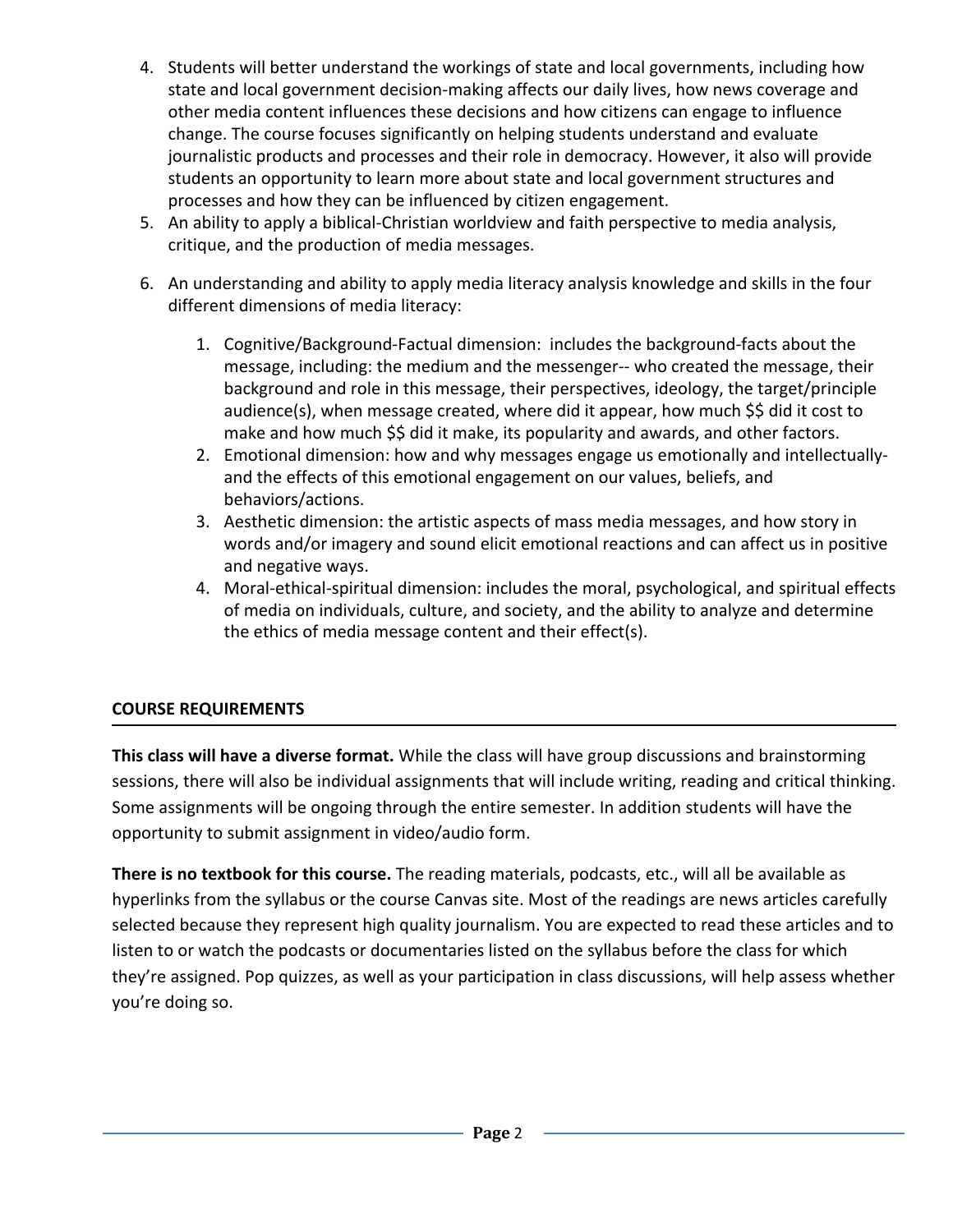4. Students will better understand the workings of state and local governments, including how state and local government decision-making affects our daily lives, how news coverage and other media content influences these decisions and how citizens can engage to influence change. The course focuses significantly on helping students understand and evaluate journalistic products and processes and their role in democracy. However, it also will provide students an opportunity to learn more about state and local government structures and processes and how they can be influenced by citizen engagement.
5. An ability to apply a biblical-Christian worldview and faith perspective to media analysis, critique, and the production of media messages.
6. An understanding and ability to apply media literacy analysis knowledge and skills in the four different dimensions of media literacy:
    1. Cognitive/Background-Factual dimension: includes the background-facts about the message, including: the medium and the messenger-- who created the message, their background and role in this message, their perspectives, ideology, the target/principle audience(s), when message created, where did it appear, how much $$ did it cost to make and how much $$ did it make, its popularity and awards, and other factors.
    2. Emotional dimension: how and why messages engage us emotionally and intellectually- and the effects of this emotional engagement on our values, beliefs, and behaviors/actions.
    3. Aesthetic dimension: the artistic aspects of mass media messages, and how story in words and/or imagery and sound elicit emotional reactions and can affect us in positive and negative ways.
    4. Moral-ethical-spiritual dimension: includes the moral, psychological, and spiritual effects of media on individuals, culture, and society, and the ability to analyze and determine the ethics of media message content and their effect(s).

## COURSE REQUIREMENTS

**This class will have a diverse format.** While the class will have group discussions and brainstorming sessions, there will also be individual assignments that will include writing, reading and critical thinking. Some assignments will be ongoing through the entire semester. In addition students will have the opportunity to submit assignment in video/audio form.

**There is no textbook for this course.** The reading materials, podcasts, etc., will all be available as hyperlinks from the syllabus or the course Canvas site. Most of the readings are news articles carefully selected because they represent high quality journalism. You are expected to read these articles and to listen to or watch the podcasts or documentaries listed on the syllabus before the class for which they're assigned. Pop quizzes, as well as your participation in class discussions, will help assess whether you're doing so.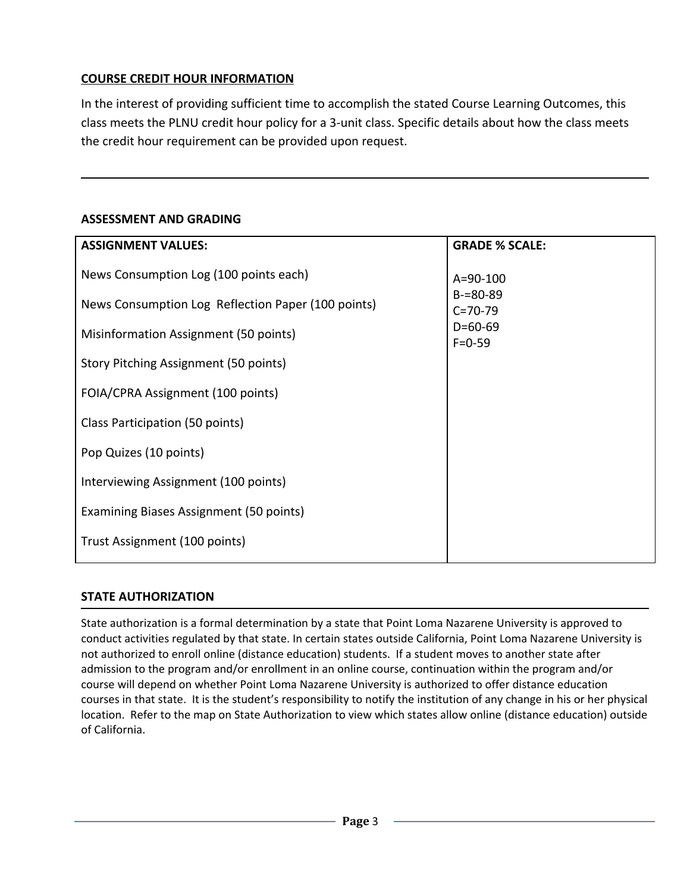## COURSE CREDIT HOUR INFORMATION

In the interest of providing sufficient time to accomplish the stated Course Learning Outcomes, this class meets the PLNU credit hour policy for a 3-unit class. Specific details about how the class meets the credit hour requirement can be provided upon request.

---

## ASSESSMENT AND GRADING

| ASSIGNMENT VALUES: | GRADE % SCALE: |
|---|---|
| News Consumption Log (100 points each)<br>News Consumption Log  Reflection Paper (100 points)<br>Misinformation Assignment (50 points)<br>Story Pitching Assignment (50 points)<br>FOIA/CPRA Assignment (100 points)<br>Class Participation (50 points)<br>Pop Quizes (10 points)<br>Interviewing Assignment (100 points)<br>Examining Biases Assignment (50 points)<br>Trust Assignment (100 points) | A=90-100<br>B-=80-89<br>C=70-79<br>D=60-69<br>F=0-59 |

## STATE AUTHORIZATION

State authorization is a formal determination by a state that Point Loma Nazarene University is approved to conduct activities regulated by that state. In certain states outside California, Point Loma Nazarene University is not authorized to enroll online (distance education) students. If a student moves to another state after admission to the program and/or enrollment in an online course, continuation within the program and/or course will depend on whether Point Loma Nazarene University is authorized to offer distance education courses in that state. It is the student's responsibility to notify the institution of any change in his or her physical location. Refer to the map on State Authorization to view which states allow online (distance education) outside of California.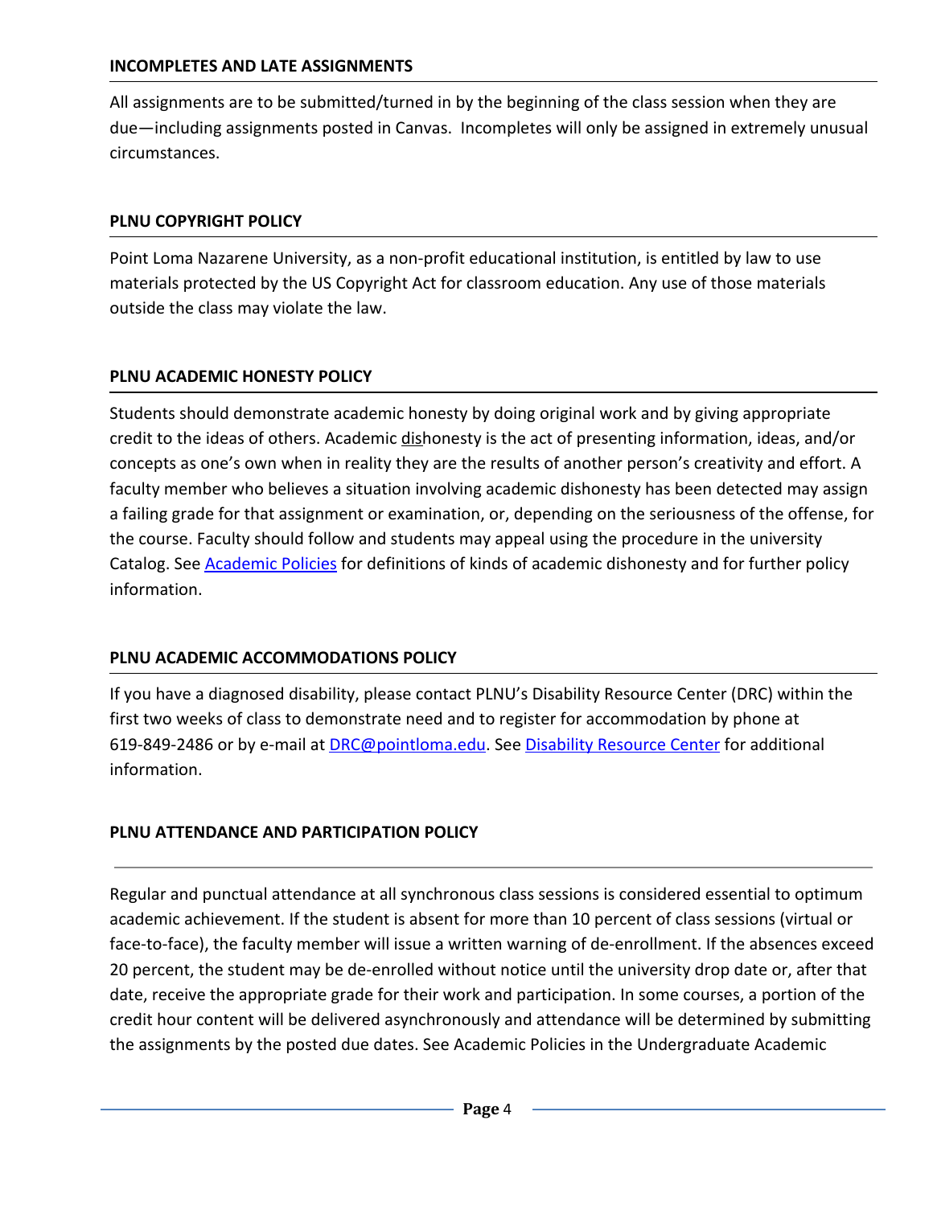## INCOMPLETES AND LATE ASSIGNMENTS

All assignments are to be submitted/turned in by the beginning of the class session when they are due—including assignments posted in Canvas. Incompletes will only be assigned in extremely unusual circumstances.

## PLNU COPYRIGHT POLICY

Point Loma Nazarene University, as a non-profit educational institution, is entitled by law to use materials protected by the US Copyright Act for classroom education. Any use of those materials outside the class may violate the law.

## PLNU ACADEMIC HONESTY POLICY

Students should demonstrate academic honesty by doing original work and by giving appropriate credit to the ideas of others. Academic dishonesty is the act of presenting information, ideas, and/or concepts as one's own when in reality they are the results of another person's creativity and effort. A faculty member who believes a situation involving academic dishonesty has been detected may assign a failing grade for that assignment or examination, or, depending on the seriousness of the offense, for the course. Faculty should follow and students may appeal using the procedure in the university Catalog. See [Academic Policies] for definitions of kinds of academic dishonesty and for further policy information.

## PLNU ACADEMIC ACCOMMODATIONS POLICY

If you have a diagnosed disability, please contact PLNU's Disability Resource Center (DRC) within the first two weeks of class to demonstrate need and to register for accommodation by phone at 619-849-2486 or by e-mail at DRC@pointloma.edu. See [Disability Resource Center] for additional information.

## PLNU ATTENDANCE AND PARTICIPATION POLICY

Regular and punctual attendance at all synchronous class sessions is considered essential to optimum academic achievement. If the student is absent for more than 10 percent of class sessions (virtual or face-to-face), the faculty member will issue a written warning of de-enrollment. If the absences exceed 20 percent, the student may be de-enrolled without notice until the university drop date or, after that date, receive the appropriate grade for their work and participation. In some courses, a portion of the credit hour content will be delivered asynchronously and attendance will be determined by submitting the assignments by the posted due dates. See Academic Policies in the Undergraduate Academic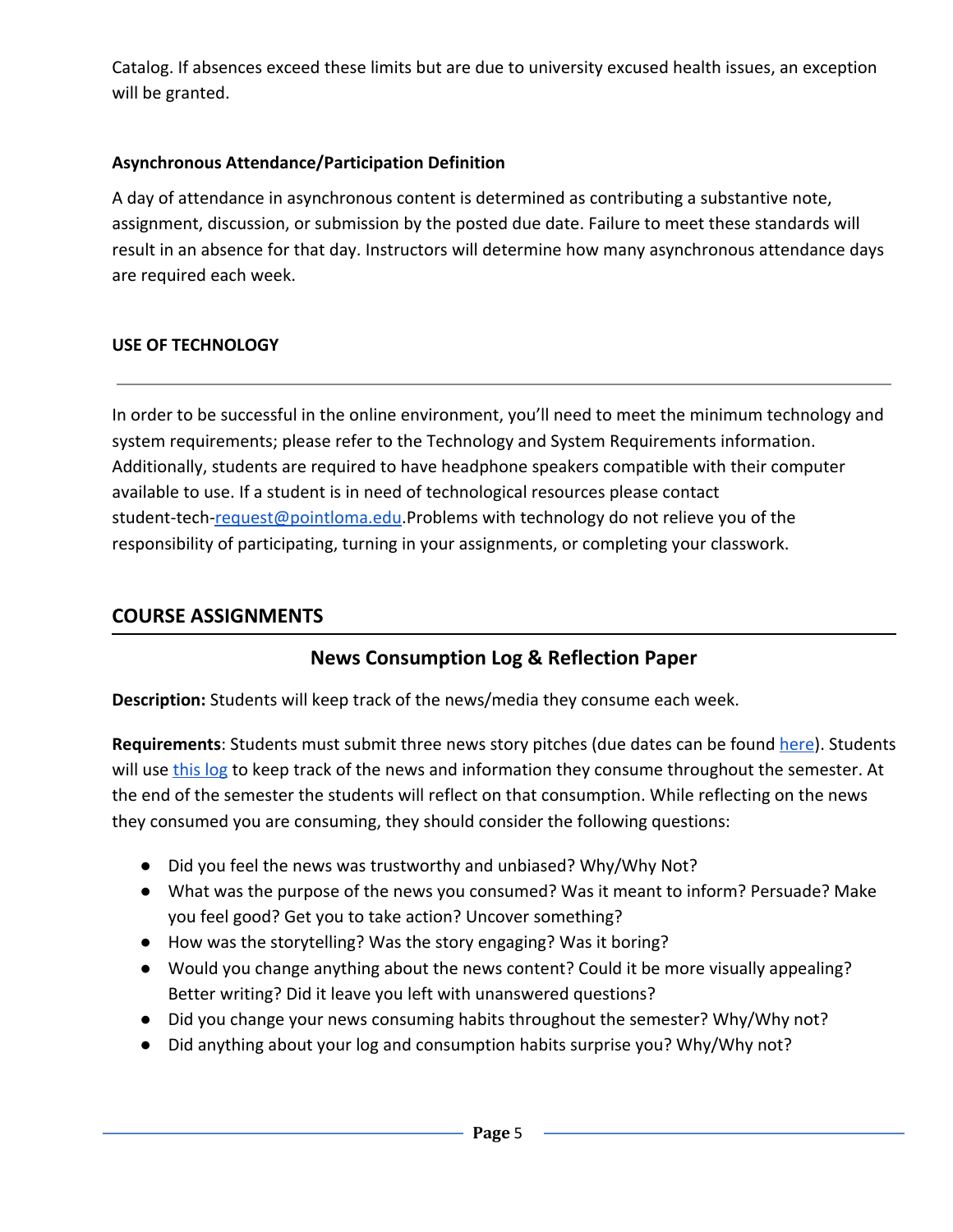Catalog. If absences exceed these limits but are due to university excused health issues, an exception will be granted.

**Asynchronous Attendance/Participation Definition**

A day of attendance in asynchronous content is determined as contributing a substantive note, assignment, discussion, or submission by the posted due date. Failure to meet these standards will result in an absence for that day. Instructors will determine how many asynchronous attendance days are required each week.

**USE OF TECHNOLOGY**

---

In order to be successful in the online environment, you'll need to meet the minimum technology and system requirements; please refer to the Technology and System Requirements information. Additionally, students are required to have headphone speakers compatible with their computer available to use. If a student is in need of technological resources please contact student-tech-request@pointloma.edu.Problems with technology do not relieve you of the responsibility of participating, turning in your assignments, or completing your classwork.

## COURSE ASSIGNMENTS

### News Consumption Log & Reflection Paper

**Description:** Students will keep track of the news/media they consume each week.

**Requirements**: Students must submit three news story pitches (due dates can be found here). Students will use this log to keep track of the news and information they consume throughout the semester. At the end of the semester the students will reflect on that consumption. While reflecting on the news they consumed you are consuming, they should consider the following questions:

- Did you feel the news was trustworthy and unbiased? Why/Why Not?
- What was the purpose of the news you consumed? Was it meant to inform? Persuade? Make you feel good? Get you to take action? Uncover something?
- How was the storytelling? Was the story engaging? Was it boring?
- Would you change anything about the news content? Could it be more visually appealing? Better writing? Did it leave you left with unanswered questions?
- Did you change your news consuming habits throughout the semester? Why/Why not?
- Did anything about your log and consumption habits surprise you? Why/Why not?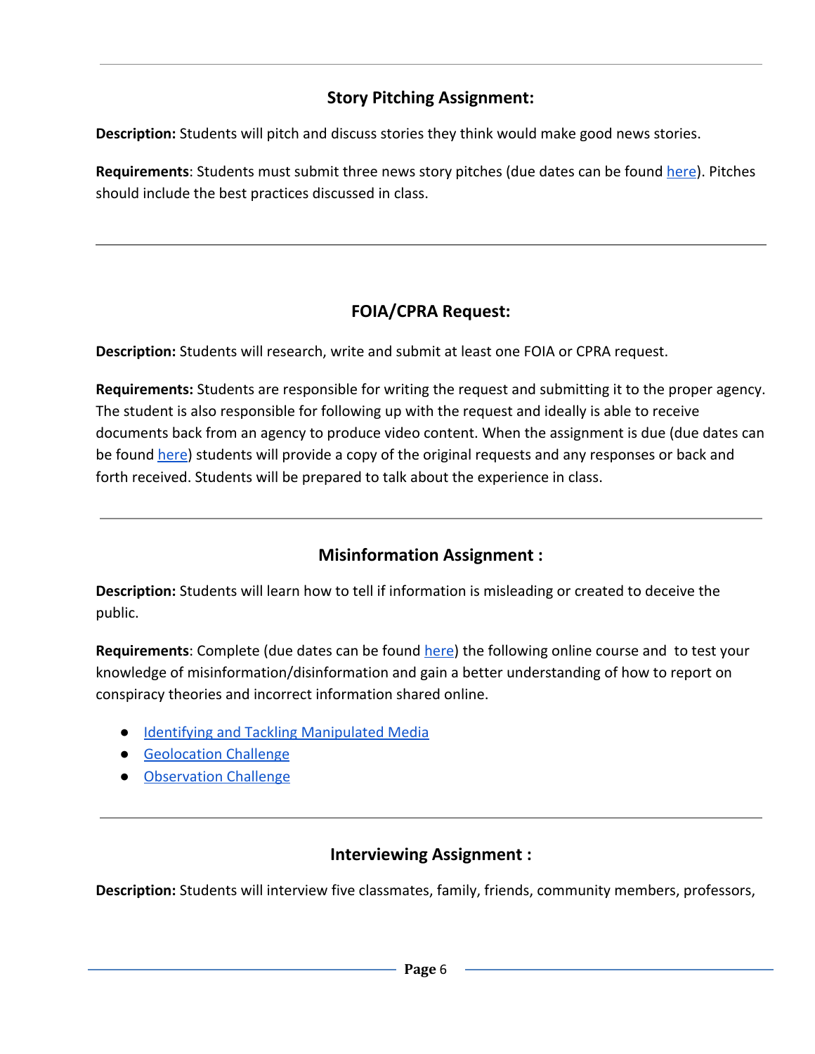---

## Story Pitching Assignment:

**Description:** Students will pitch and discuss stories they think would make good news stories.

**Requirements**: Students must submit three news story pitches (due dates can be found here). Pitches should include the best practices discussed in class.

---

## FOIA/CPRA Request:

**Description:** Students will research, write and submit at least one FOIA or CPRA request.

**Requirements:** Students are responsible for writing the request and submitting it to the proper agency. The student is also responsible for following up with the request and ideally is able to receive documents back from an agency to produce video content. When the assignment is due (due dates can be found here) students will provide a copy of the original requests and any responses or back and forth received. Students will be prepared to talk about the experience in class.

---

## Misinformation Assignment :

**Description:** Students will learn how to tell if information is misleading or created to deceive the public.

**Requirements**: Complete (due dates can be found here) the following online course and to test your knowledge of misinformation/disinformation and gain a better understanding of how to report on conspiracy theories and incorrect information shared online.

- Identifying and Tackling Manipulated Media
- Geolocation Challenge
- Observation Challenge

---

## Interviewing Assignment :

**Description:** Students will interview five classmates, family, friends, community members, professors,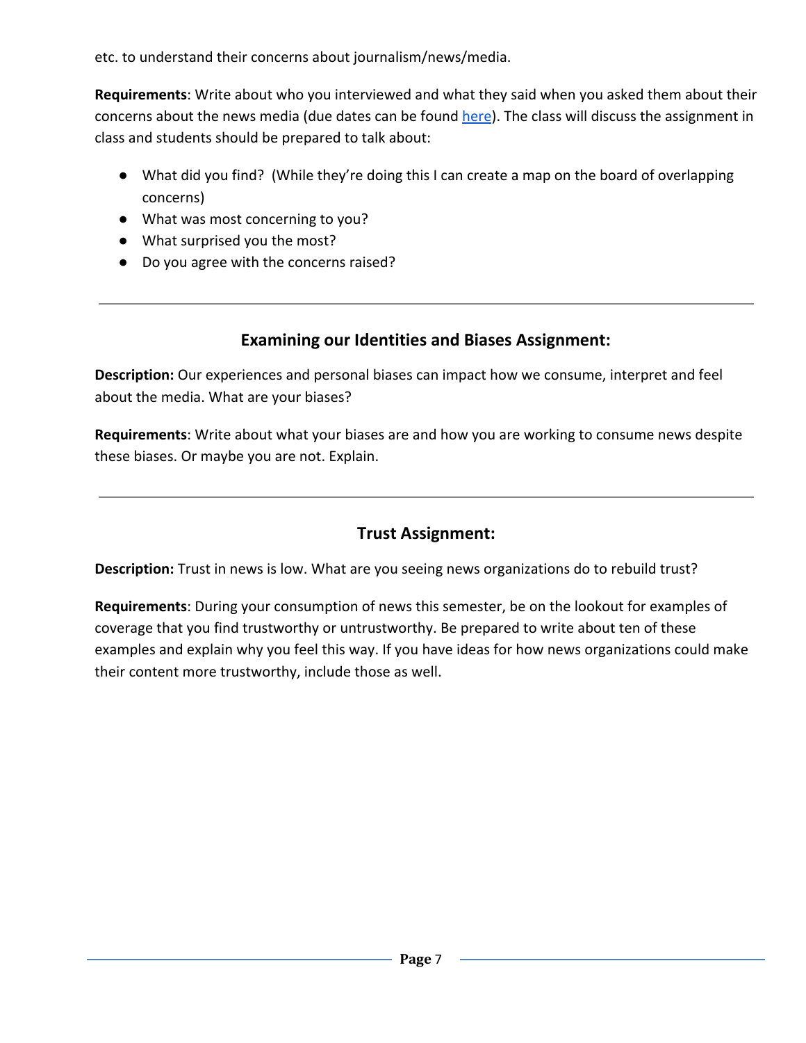etc. to understand their concerns about journalism/news/media.

**Requirements**: Write about who you interviewed and what they said when you asked them about their concerns about the news media (due dates can be found here). The class will discuss the assignment in class and students should be prepared to talk about:

- What did you find? (While they're doing this I can create a map on the board of overlapping concerns)
- What was most concerning to you?
- What surprised you the most?
- Do you agree with the concerns raised?

---

## Examining our Identities and Biases Assignment:

**Description:** Our experiences and personal biases can impact how we consume, interpret and feel about the media. What are your biases?

**Requirements**: Write about what your biases are and how you are working to consume news despite these biases. Or maybe you are not. Explain.

---

## Trust Assignment:

**Description:** Trust in news is low. What are you seeing news organizations do to rebuild trust?

**Requirements**: During your consumption of news this semester, be on the lookout for examples of coverage that you find trustworthy or untrustworthy. Be prepared to write about ten of these examples and explain why you feel this way. If you have ideas for how news organizations could make their content more trustworthy, include those as well.